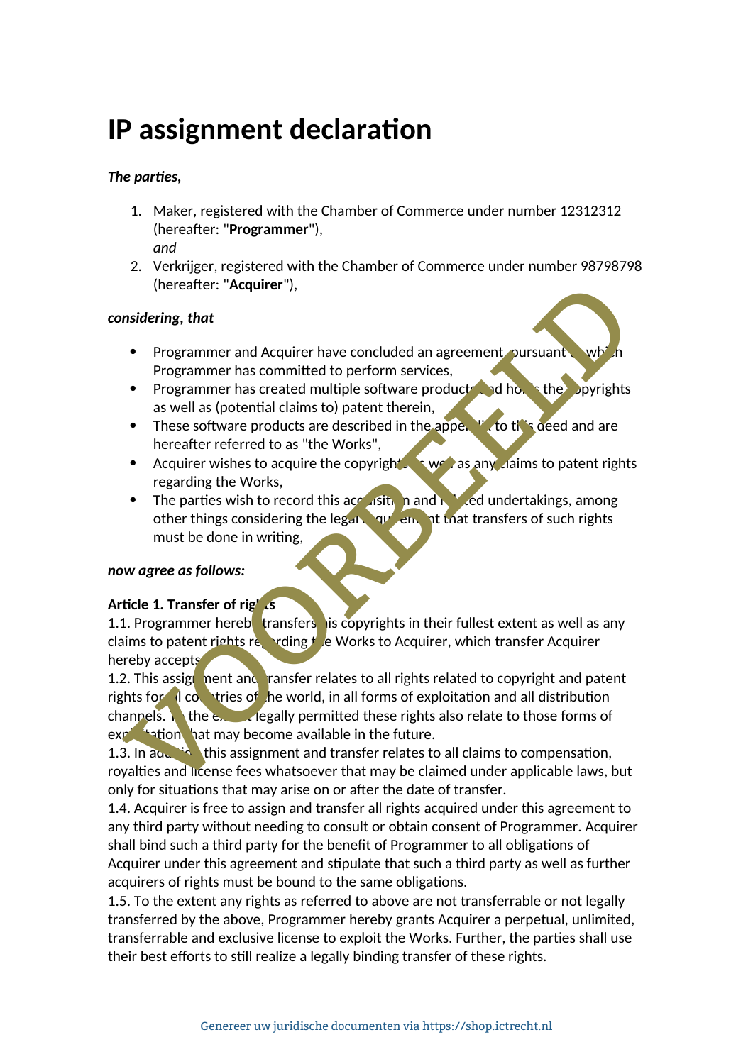# IP assignment declaration

***The parties,***

1. Maker, registered with the Chamber of Commerce under number 12312312 (hereafter: "**Programmer**"),
   *and*
2. Verkrijger, registered with the Chamber of Commerce under number 98798798 (hereafter: "**Acquirer**"),

***considering, that***

- Programmer and Acquirer have concluded an agreement, pursuant to which Programmer has committed to perform services,
- Programmer has created multiple software products and holds the copyrights as well as (potential claims to) patent therein,
- These software products are described in the appendix to this deed and are hereafter referred to as "the Works",
- Acquirer wishes to acquire the copyrights as well as any claims to patent rights regarding the Works,
- The parties wish to record this acquisition and related undertakings, among other things considering the legal requirement that transfers of such rights must be done in writing,

***now agree as follows:***

**Article 1. Transfer of rights**

1.1. Programmer hereby transfers his copyrights in their fullest extent as well as any claims to patent rights regarding the Works to Acquirer, which transfer Acquirer hereby accepts.

1.2. This assignment and transfer relates to all rights related to copyright and patent rights for all countries of the world, in all forms of exploitation and all distribution channels. To the extent legally permitted these rights also relate to those forms of exploitation that may become available in the future.

1.3. In addition this assignment and transfer relates to all claims to compensation, royalties and license fees whatsoever that may be claimed under applicable laws, but only for situations that may arise on or after the date of transfer.

1.4. Acquirer is free to assign and transfer all rights acquired under this agreement to any third party without needing to consult or obtain consent of Programmer. Acquirer shall bind such a third party for the benefit of Programmer to all obligations of Acquirer under this agreement and stipulate that such a third party as well as further acquirers of rights must be bound to the same obligations.

1.5. To the extent any rights as referred to above are not transferrable or not legally transferred by the above, Programmer hereby grants Acquirer a perpetual, unlimited, transferrable and exclusive license to exploit the Works. Further, the parties shall use their best efforts to still realize a legally binding transfer of these rights.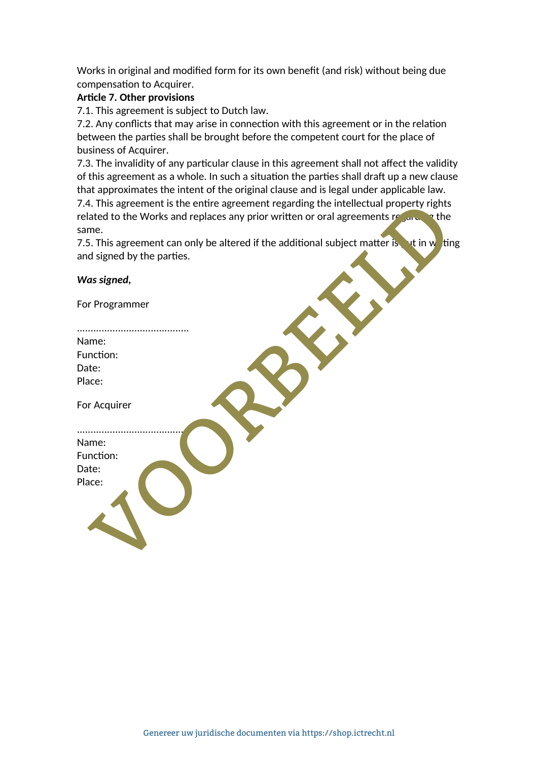Works in original and modified form for its own benefit (and risk) without being due compensation to Acquirer.

**Article 7. Other provisions**

7.1. This agreement is subject to Dutch law.

7.2. Any conflicts that may arise in connection with this agreement or in the relation between the parties shall be brought before the competent court for the place of business of Acquirer.

7.3. The invalidity of any particular clause in this agreement shall not affect the validity of this agreement as a whole. In such a situation the parties shall draft up a new clause that approximates the intent of the original clause and is legal under applicable law.

7.4. This agreement is the entire agreement regarding the intellectual property rights related to the Works and replaces any prior written or oral agreements regarding the same.

7.5. This agreement can only be altered if the additional subject matter is put in writing and signed by the parties.

***Was signed*,**

For Programmer

.........................................

Name:

Function:

Date:

Place:

For Acquirer

.........................................

Name:

Function:

Date:

Place: